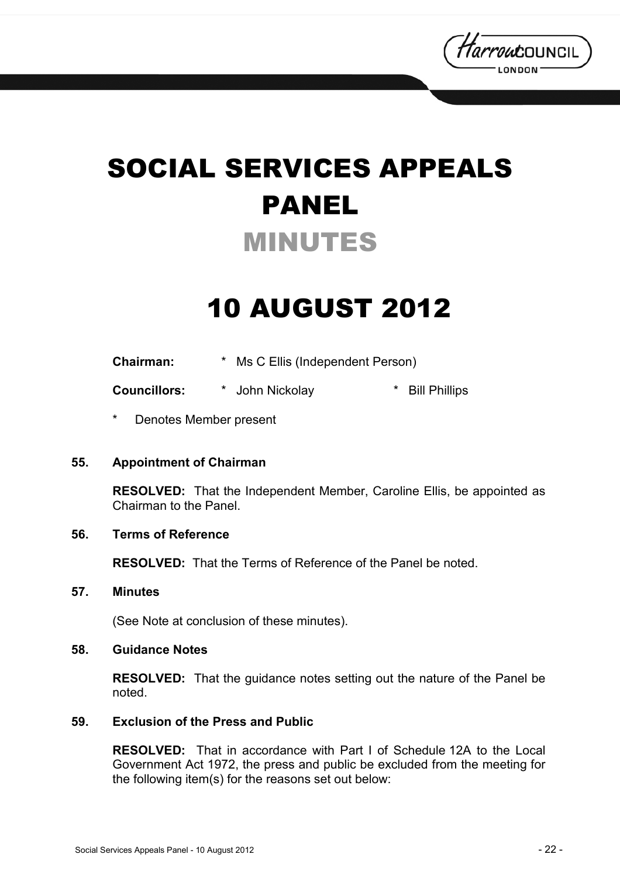# SOCIAL SERVICES APPEALS PANEL

## MINUTES

# 10 AUGUST 2012

**Chairman:** * Ms C Ellis (Independent Person)

**Councillors:** * John Nickolay * Bill Phillips

* Denotes Member present

### 55. Appointment of Chairman

**RESOLVED:** That the Independent Member, Caroline Ellis, be appointed as Chairman to the Panel.

### 56. Terms of Reference

**RESOLVED:** That the Terms of Reference of the Panel be noted.

### 57. Minutes

(See Note at conclusion of these minutes).

### 58. Guidance Notes

**RESOLVED:** That the guidance notes setting out the nature of the Panel be noted.

### 59. Exclusion of the Press and Public

**RESOLVED:** That in accordance with Part I of Schedule 12A to the Local Government Act 1972, the press and public be excluded from the meeting for the following item(s) for the reasons set out below: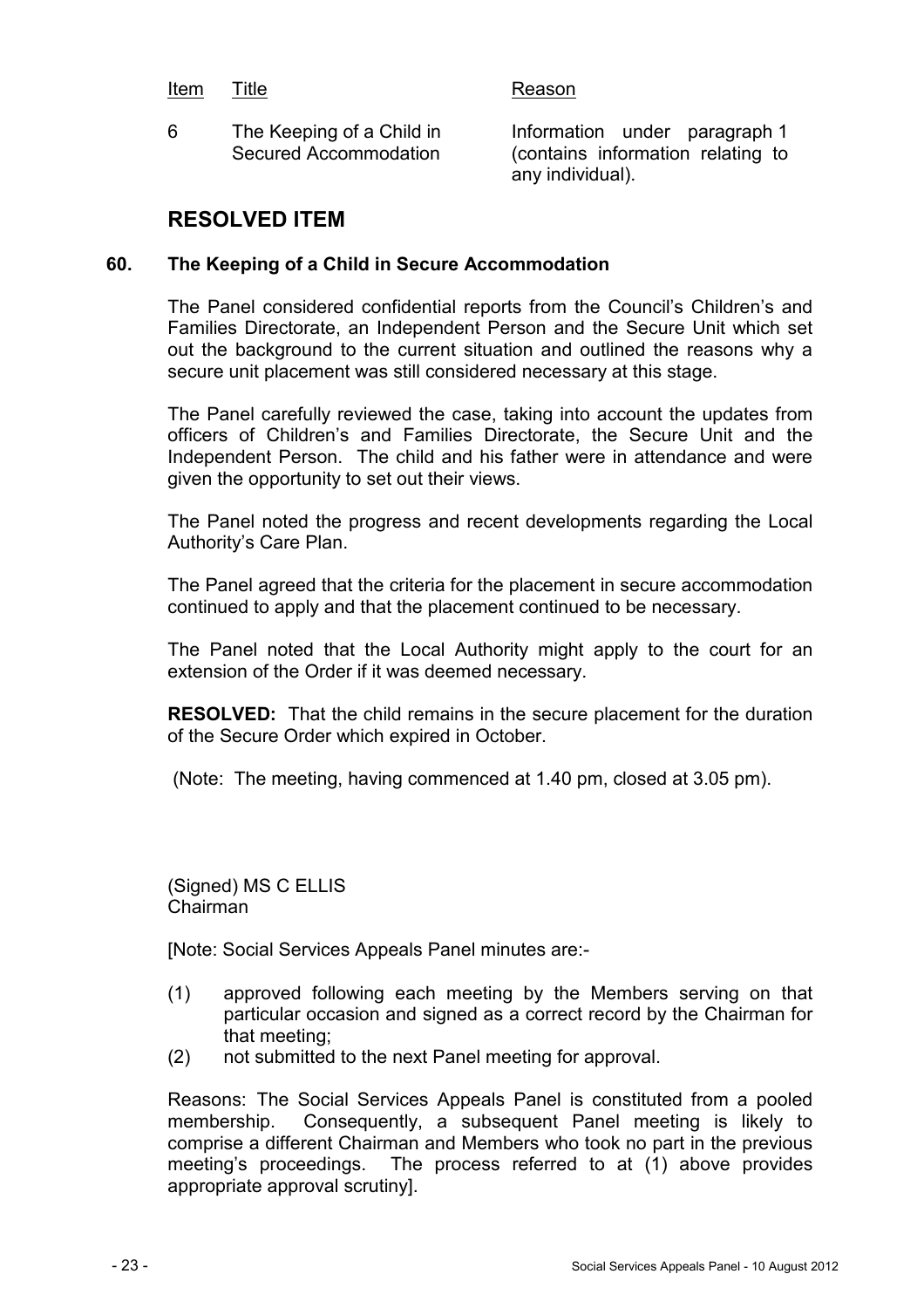| Item | Title | Reason |
|---|---|---|
| 6 | The Keeping of a Child in Secured Accommodation | Information under paragraph 1 (contains information relating to any individual). |

## RESOLVED ITEM

### 60. The Keeping of a Child in Secure Accommodation

The Panel considered confidential reports from the Council's Children's and Families Directorate, an Independent Person and the Secure Unit which set out the background to the current situation and outlined the reasons why a secure unit placement was still considered necessary at this stage.

The Panel carefully reviewed the case, taking into account the updates from officers of Children's and Families Directorate, the Secure Unit and the Independent Person. The child and his father were in attendance and were given the opportunity to set out their views.

The Panel noted the progress and recent developments regarding the Local Authority's Care Plan.

The Panel agreed that the criteria for the placement in secure accommodation continued to apply and that the placement continued to be necessary.

The Panel noted that the Local Authority might apply to the court for an extension of the Order if it was deemed necessary.

**RESOLVED:** That the child remains in the secure placement for the duration of the Secure Order which expired in October.

(Note: The meeting, having commenced at 1.40 pm, closed at 3.05 pm).

(Signed) MS C ELLIS
Chairman

[Note: Social Services Appeals Panel minutes are:-

(1) approved following each meeting by the Members serving on that particular occasion and signed as a correct record by the Chairman for that meeting;
(2) not submitted to the next Panel meeting for approval.

Reasons: The Social Services Appeals Panel is constituted from a pooled membership. Consequently, a subsequent Panel meeting is likely to comprise a different Chairman and Members who took no part in the previous meeting's proceedings. The process referred to at (1) above provides appropriate approval scrutiny].